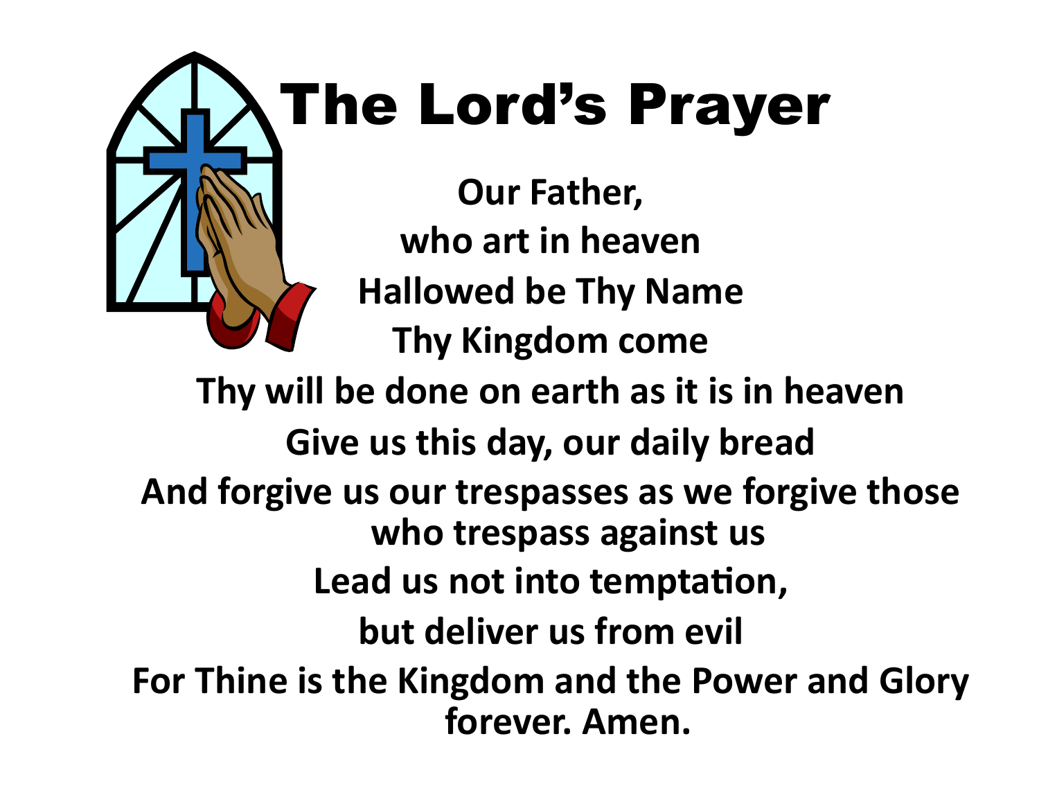# The Lord's Prayer

**Our Father,**

**who art in heaven**

**Hallowed be Thy Name**

**Thy Kingdom come**

**Thy will be done on earth as it is in heaven**

**Give us this day, our daily bread**

**And forgive us our trespasses as we forgive those who trespass against us**

**Lead us not into temptation,**

**but deliver us from evil**

**For Thine is the Kingdom and the Power and Glory forever. Amen.**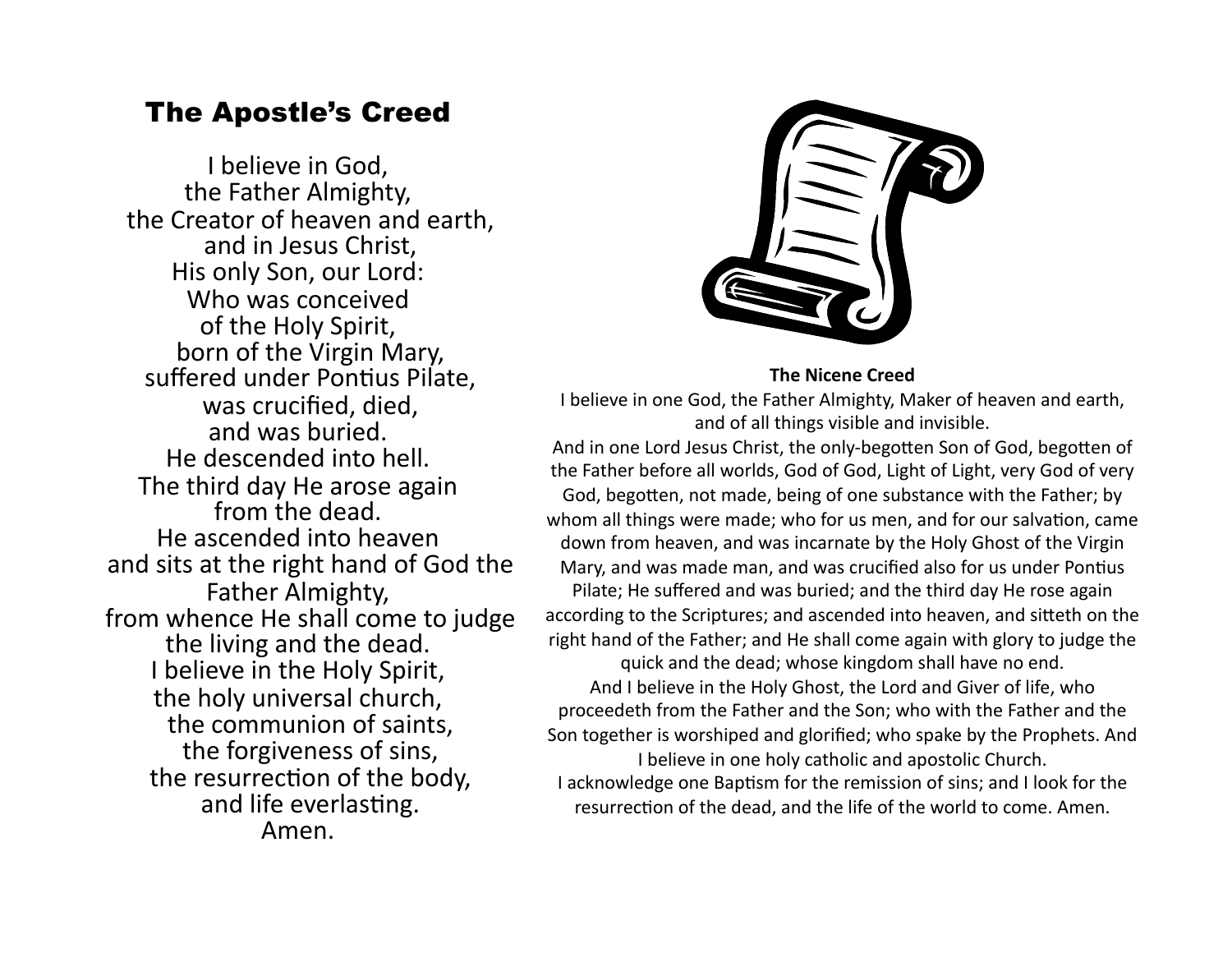## The Apostle's Creed

I believe in God,
the Father Almighty,
the Creator of heaven and earth,
and in Jesus Christ,
His only Son, our Lord:
Who was conceived
of the Holy Spirit,
born of the Virgin Mary,
suffered under Pontius Pilate,
was crucified, died,
and was buried.
He descended into hell.
The third day He arose again
from the dead.
He ascended into heaven
and sits at the right hand of God the
Father Almighty,
from whence He shall come to judge
the living and the dead.
I believe in the Holy Spirit,
the holy universal church,
the communion of saints,
the forgiveness of sins,
the resurrection of the body,
and life everlasting.
Amen.

**The Nicene Creed**

I believe in one God, the Father Almighty, Maker of heaven and earth, and of all things visible and invisible.
And in one Lord Jesus Christ, the only-begotten Son of God, begotten of the Father before all worlds, God of God, Light of Light, very God of very God, begotten, not made, being of one substance with the Father; by whom all things were made; who for us men, and for our salvation, came down from heaven, and was incarnate by the Holy Ghost of the Virgin Mary, and was made man, and was crucified also for us under Pontius Pilate; He suffered and was buried; and the third day He rose again according to the Scriptures; and ascended into heaven, and sitteth on the right hand of the Father; and He shall come again with glory to judge the quick and the dead; whose kingdom shall have no end.
And I believe in the Holy Ghost, the Lord and Giver of life, who proceedeth from the Father and the Son; who with the Father and the Son together is worshiped and glorified; who spake by the Prophets. And I believe in one holy catholic and apostolic Church.
I acknowledge one Baptism for the remission of sins; and I look for the resurrection of the dead, and the life of the world to come. Amen.